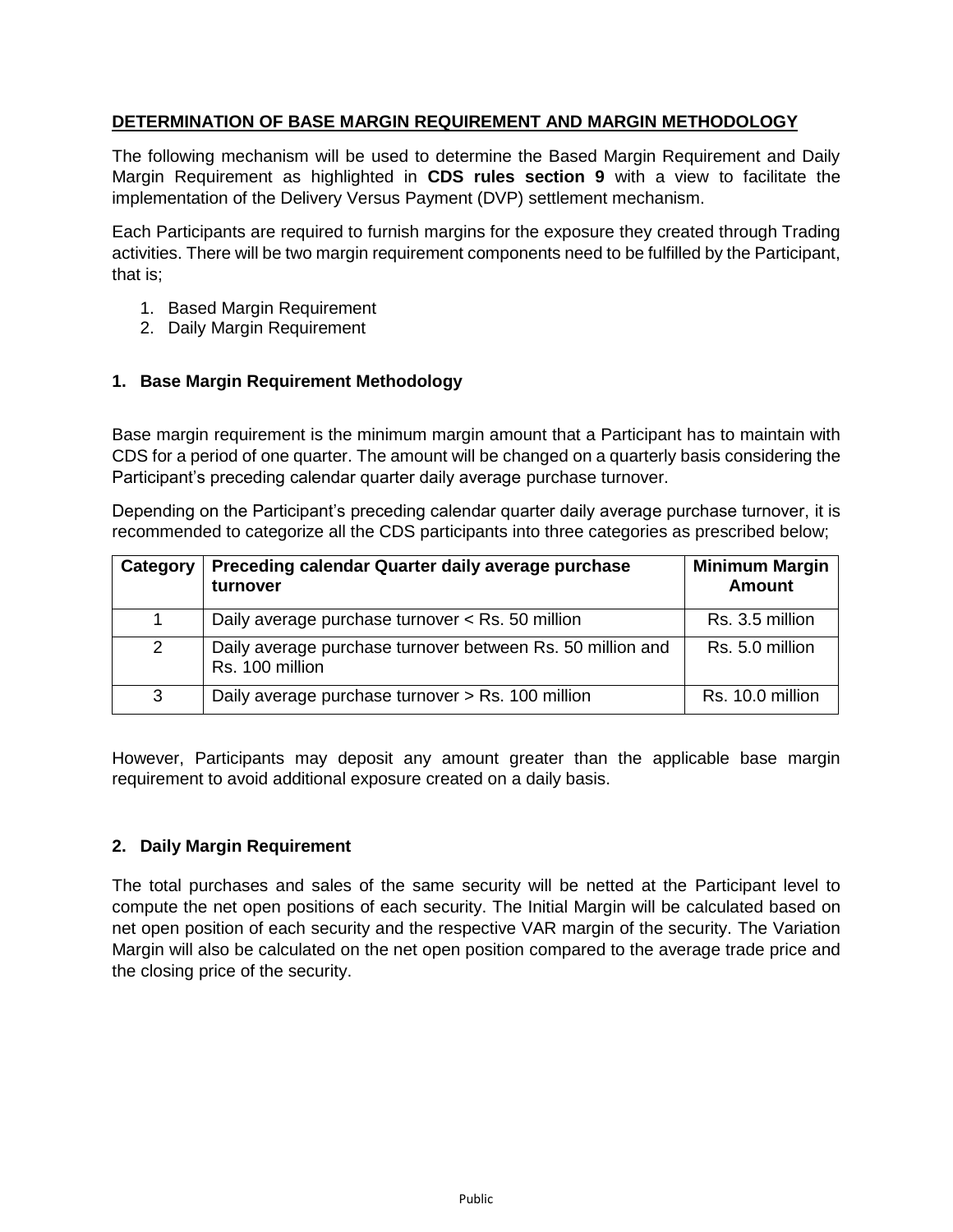## DETERMINATION OF BASE MARGIN REQUIREMENT AND MARGIN METHODOLOGY

The following mechanism will be used to determine the Based Margin Requirement and Daily Margin Requirement as highlighted in **CDS rules section 9** with a view to facilitate the implementation of the Delivery Versus Payment (DVP) settlement mechanism.

Each Participants are required to furnish margins for the exposure they created through Trading activities. There will be two margin requirement components need to be fulfilled by the Participant, that is;

1. Based Margin Requirement
2. Daily Margin Requirement

### 1. Base Margin Requirement Methodology

Base margin requirement is the minimum margin amount that a Participant has to maintain with CDS for a period of one quarter. The amount will be changed on a quarterly basis considering the Participant's preceding calendar quarter daily average purchase turnover.

Depending on the Participant's preceding calendar quarter daily average purchase turnover, it is recommended to categorize all the CDS participants into three categories as prescribed below;

| Category | Preceding calendar Quarter daily average purchase turnover | Minimum Margin Amount |
|---|---|---|
| 1 | Daily average purchase turnover < Rs. 50 million | Rs. 3.5 million |
| 2 | Daily average purchase turnover between Rs. 50 million and Rs. 100 million | Rs. 5.0 million |
| 3 | Daily average purchase turnover > Rs. 100 million | Rs. 10.0 million |

However, Participants may deposit any amount greater than the applicable base margin requirement to avoid additional exposure created on a daily basis.

### 2. Daily Margin Requirement

The total purchases and sales of the same security will be netted at the Participant level to compute the net open positions of each security. The Initial Margin will be calculated based on net open position of each security and the respective VAR margin of the security. The Variation Margin will also be calculated on the net open position compared to the average trade price and the closing price of the security.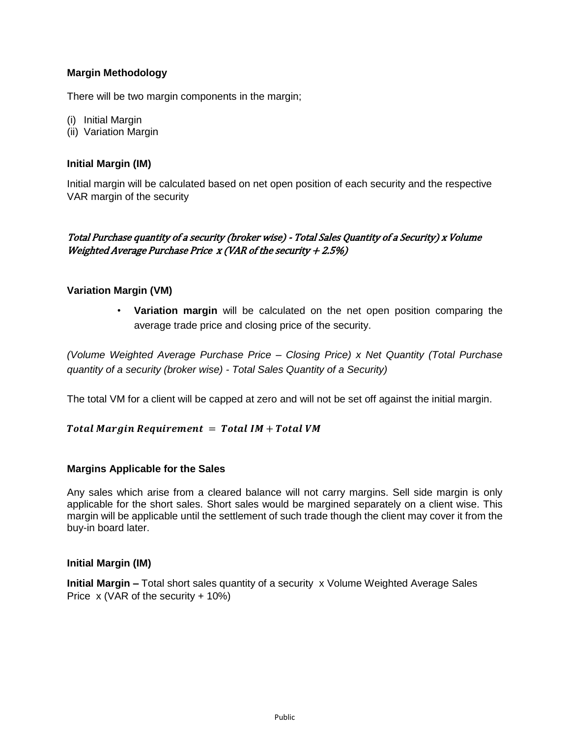### Margin Methodology

There will be two margin components in the margin;

(i) Initial Margin
(ii) Variation Margin

### Initial Margin (IM)

Initial margin will be calculated based on net open position of each security and the respective VAR margin of the security

*Total Purchase quantity of a security (broker wise) - Total Sales Quantity of a Security) x Volume Weighted Average Purchase Price x (VAR of the security + 2.5%)*

### Variation Margin (VM)

- **Variation margin** will be calculated on the net open position comparing the average trade price and closing price of the security.

*(Volume Weighted Average Purchase Price – Closing Price) x Net Quantity (Total Purchase quantity of a security (broker wise) - Total Sales Quantity of a Security)*

The total VM for a client will be capped at zero and will not be set off against the initial margin.

$$\textbf{\textit{Total Margin Requirement}} = \textbf{\textit{Total IM}} + \textbf{\textit{Total VM}}$$

### Margins Applicable for the Sales

Any sales which arise from a cleared balance will not carry margins. Sell side margin is only applicable for the short sales. Short sales would be margined separately on a client wise. This margin will be applicable until the settlement of such trade though the client may cover it from the buy-in board later.

### Initial Margin (IM)

**Initial Margin –** Total short sales quantity of a security x Volume Weighted Average Sales Price x (VAR of the security + 10%)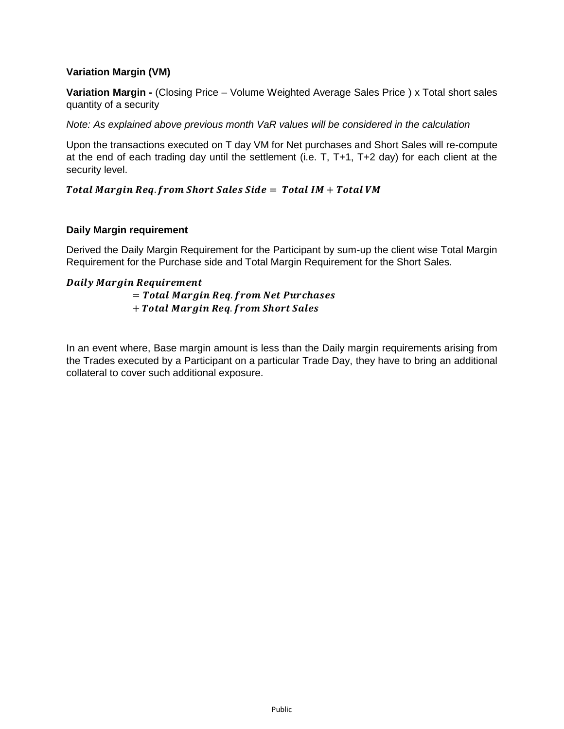**Variation Margin (VM)**

**Variation Margin -** (Closing Price – Volume Weighted Average Sales Price ) x Total short sales quantity of a security

*Note: As explained above previous month VaR values will be considered in the calculation*

Upon the transactions executed on T day VM for Net purchases and Short Sales will re-compute at the end of each trading day until the settlement (i.e. T, T+1, T+2 day) for each client at the security level.

$$\textbf{\textit{Total Margin Req. from Short Sales Side}} = \textbf{\textit{Total IM}} + \textbf{\textit{Total VM}}$$

**Daily Margin requirement**

Derived the Daily Margin Requirement for the Participant by sum-up the client wise Total Margin Requirement for the Purchase side and Total Margin Requirement for the Short Sales.

$$\begin{aligned}\textbf{\textit{Daily Margin Requirement}} \\ &= \textbf{\textit{Total Margin Req. from Net Purchases}} \\ &+ \textbf{\textit{Total Margin Req. from Short Sales}}\end{aligned}$$

In an event where, Base margin amount is less than the Daily margin requirements arising from the Trades executed by a Participant on a particular Trade Day, they have to bring an additional collateral to cover such additional exposure.